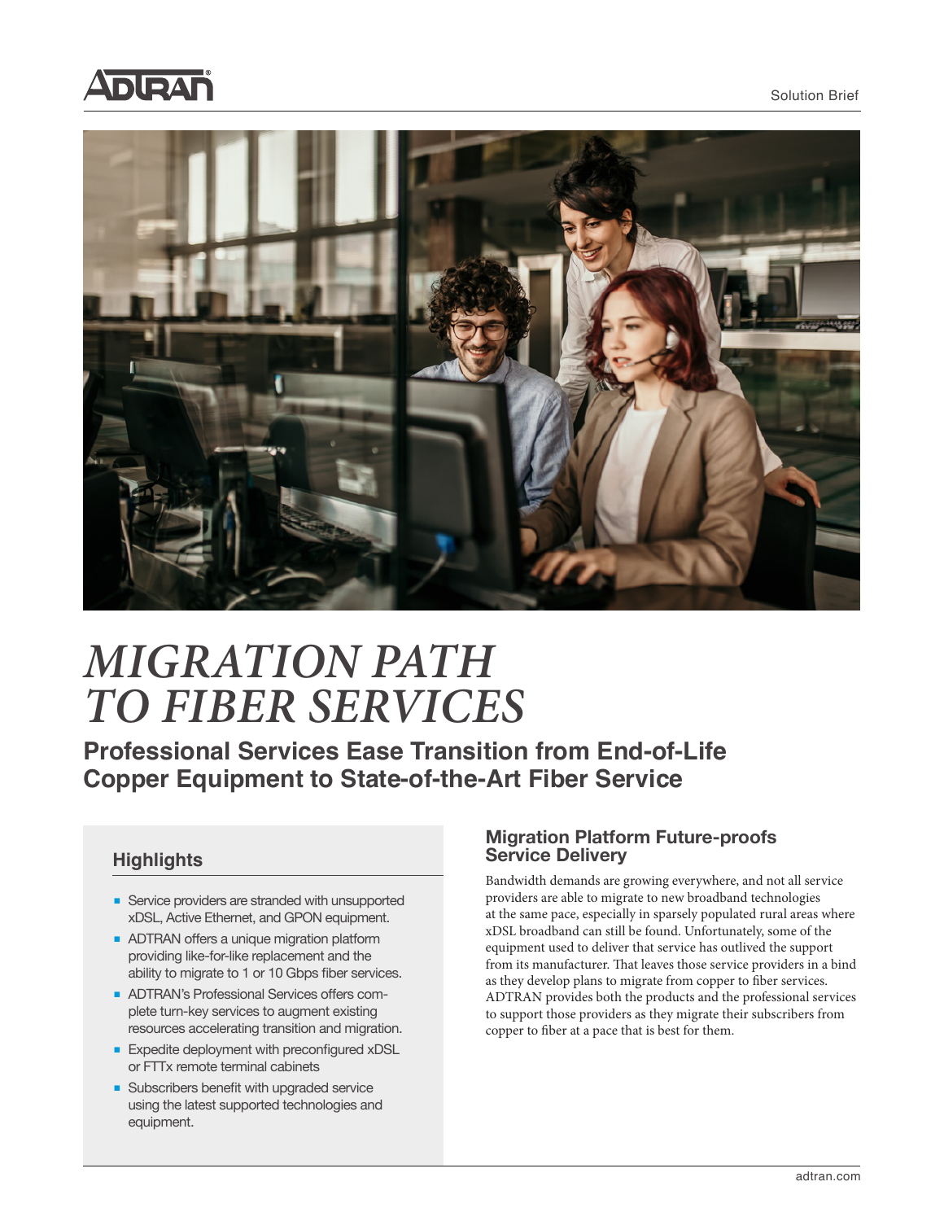Solution Brief

# MIGRATION PATH TO FIBER SERVICES

## Professional Services Ease Transition from End-of-Life Copper Equipment to State-of-the-Art Fiber Service

### Highlights

- Service providers are stranded with unsupported xDSL, Active Ethernet, and GPON equipment.
- ADTRAN offers a unique migration platform providing like-for-like replacement and the ability to migrate to 1 or 10 Gbps fiber services.
- ADTRAN's Professional Services offers complete turn-key services to augment existing resources accelerating transition and migration.
- Expedite deployment with preconfigured xDSL or FTTx remote terminal cabinets
- Subscribers benefit with upgraded service using the latest supported technologies and equipment.

### Migration Platform Future-proofs Service Delivery

Bandwidth demands are growing everywhere, and not all service providers are able to migrate to new broadband technologies at the same pace, especially in sparsely populated rural areas where xDSL broadband can still be found. Unfortunately, some of the equipment used to deliver that service has outlived the support from its manufacturer. That leaves those service providers in a bind as they develop plans to migrate from copper to fiber services. ADTRAN provides both the products and the professional services to support those providers as they migrate their subscribers from copper to fiber at a pace that is best for them.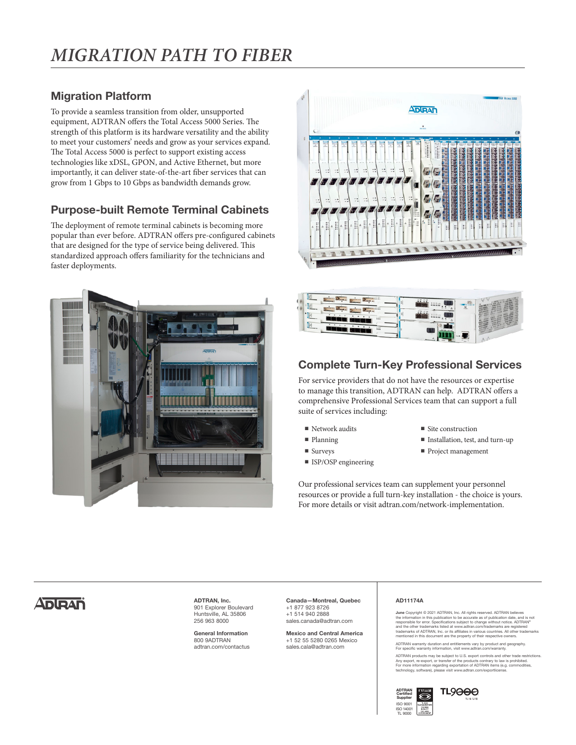# MIGRATION PATH TO FIBER

## Migration Platform

To provide a seamless transition from older, unsupported equipment, ADTRAN offers the Total Access 5000 Series. The strength of this platform is its hardware versatility and the ability to meet your customers' needs and grow as your services expand. The Total Access 5000 is perfect to support existing access technologies like xDSL, GPON, and Active Ethernet, but more importantly, it can deliver state-of-the-art fiber services that can grow from 1 Gbps to 10 Gbps as bandwidth demands grow.

## Purpose-built Remote Terminal Cabinets

The deployment of remote terminal cabinets is becoming more popular than ever before. ADTRAN offers pre-configured cabinets that are designed for the type of service being delivered. This standardized approach offers familiarity for the technicians and faster deployments.

## Complete Turn-Key Professional Services

For service providers that do not have the resources or expertise to manage this transition, ADTRAN can help. ADTRAN offers a comprehensive Professional Services team that can support a full suite of services including:

- Network audits
- Planning
- Surveys
- ISP/OSP engineering
- Site construction
- Installation, test, and turn-up
- Project management

Our professional services team can supplement your personnel resources or provide a full turn-key installation - the choice is yours. For more details or visit adtran.com/network-implementation.

---

ADTRAN

**ADTRAN, Inc.**
901 Explorer Boulevard
Huntsville, AL 35806
256 963 8000

**General Information**
800 9ADTRAN
adtran.com/contactus

**Canada—Montreal, Quebec**
+1 877 923 8726
+1 514 940 2888
sales.canada@adtran.com

**Mexico and Central America**
+1 52 55 5280 0265 Mexico
sales.cala@adtran.com

**AD11174A**

**June** Copyright © 2021 ADTRAN, Inc. All rights reserved. ADTRAN believes the information in this publication to be accurate as of publication date, and is not responsible for error. Specifications subject to change without notice. ADTRAN® and the other trademarks listed at www.adtran.com/trademarks are registered trademarks of ADTRAN, Inc. or its affiliates in various countries. All other trademarks mentioned in this document are the property of their respective owners.

ADTRAN warranty duration and entitlements vary by product and geography. For specific warranty information, visit www.adtran.com/warranty.

ADTRAN products may be subject to U.S. export controls and other trade restrictions. Any export, re-export, or transfer of the products contrary to law is prohibited. For more information regarding exportation of ADTRAN items (e.g. commodities, technology, software), please visit www.adtran.com/exportlicense.

**ADTRAN Certified Supplier**
ISO 9001
ISO 14001
TL 9000

TL9000
TL19 1270